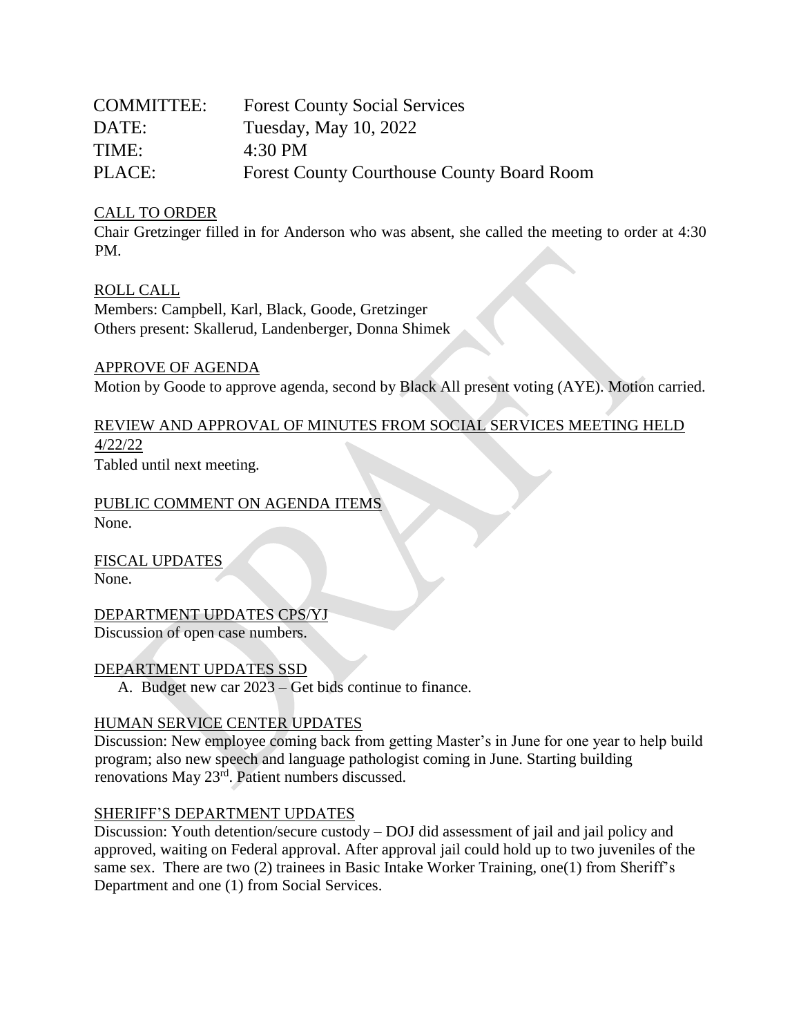| | |
|---|---|
| COMMITTEE: | Forest County Social Services |
| DATE: | Tuesday, May 10, 2022 |
| TIME: | 4:30 PM |
| PLACE: | Forest County Courthouse County Board Room |

CALL TO ORDER

Chair Gretzinger filled in for Anderson who was absent, she called the meeting to order at 4:30 PM.

ROLL CALL

Members: Campbell, Karl, Black, Goode, Gretzinger
Others present: Skallerud, Landenberger, Donna Shimek

APPROVE OF AGENDA

Motion by Goode to approve agenda, second by Black All present voting (AYE). Motion carried.

REVIEW AND APPROVAL OF MINUTES FROM SOCIAL SERVICES MEETING HELD 4/22/22

Tabled until next meeting.

PUBLIC COMMENT ON AGENDA ITEMS

None.

FISCAL UPDATES

None.

DEPARTMENT UPDATES CPS/YJ

Discussion of open case numbers.

DEPARTMENT UPDATES SSD

A. Budget new car 2023 – Get bids continue to finance.

HUMAN SERVICE CENTER UPDATES

Discussion: New employee coming back from getting Master's in June for one year to help build program; also new speech and language pathologist coming in June. Starting building renovations May 23rd. Patient numbers discussed.

SHERIFF'S DEPARTMENT UPDATES

Discussion: Youth detention/secure custody – DOJ did assessment of jail and jail policy and approved, waiting on Federal approval. After approval jail could hold up to two juveniles of the same sex. There are two (2) trainees in Basic Intake Worker Training, one(1) from Sheriff's Department and one (1) from Social Services.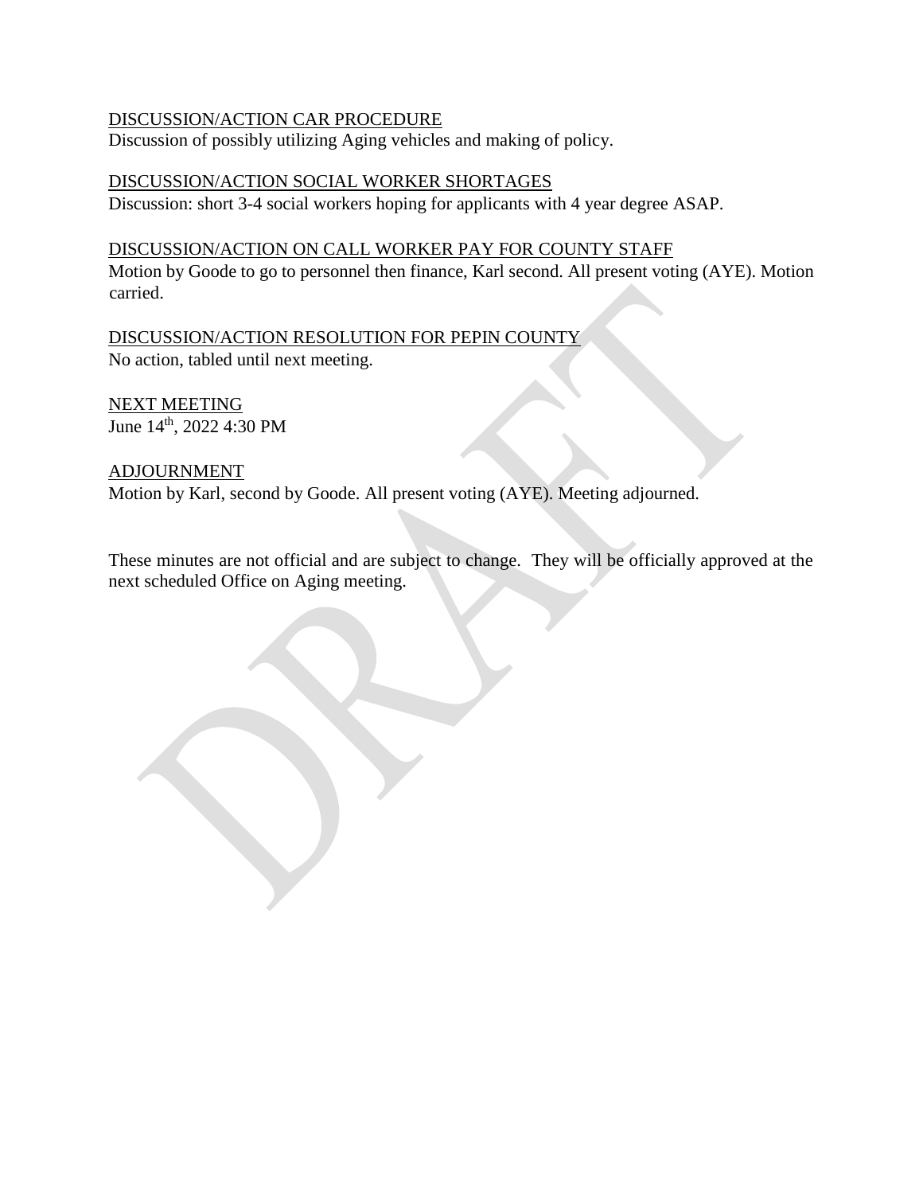DISCUSSION/ACTION CAR PROCEDURE

Discussion of possibly utilizing Aging vehicles and making of policy.

DISCUSSION/ACTION SOCIAL WORKER SHORTAGES

Discussion: short 3-4 social workers hoping for applicants with 4 year degree ASAP.

DISCUSSION/ACTION ON CALL WORKER PAY FOR COUNTY STAFF

Motion by Goode to go to personnel then finance, Karl second. All present voting (AYE). Motion carried.

DISCUSSION/ACTION RESOLUTION FOR PEPIN COUNTY

No action, tabled until next meeting.

NEXT MEETING

June 14th, 2022 4:30 PM

ADJOURNMENT

Motion by Karl, second by Goode. All present voting (AYE). Meeting adjourned.

These minutes are not official and are subject to change. They will be officially approved at the next scheduled Office on Aging meeting.